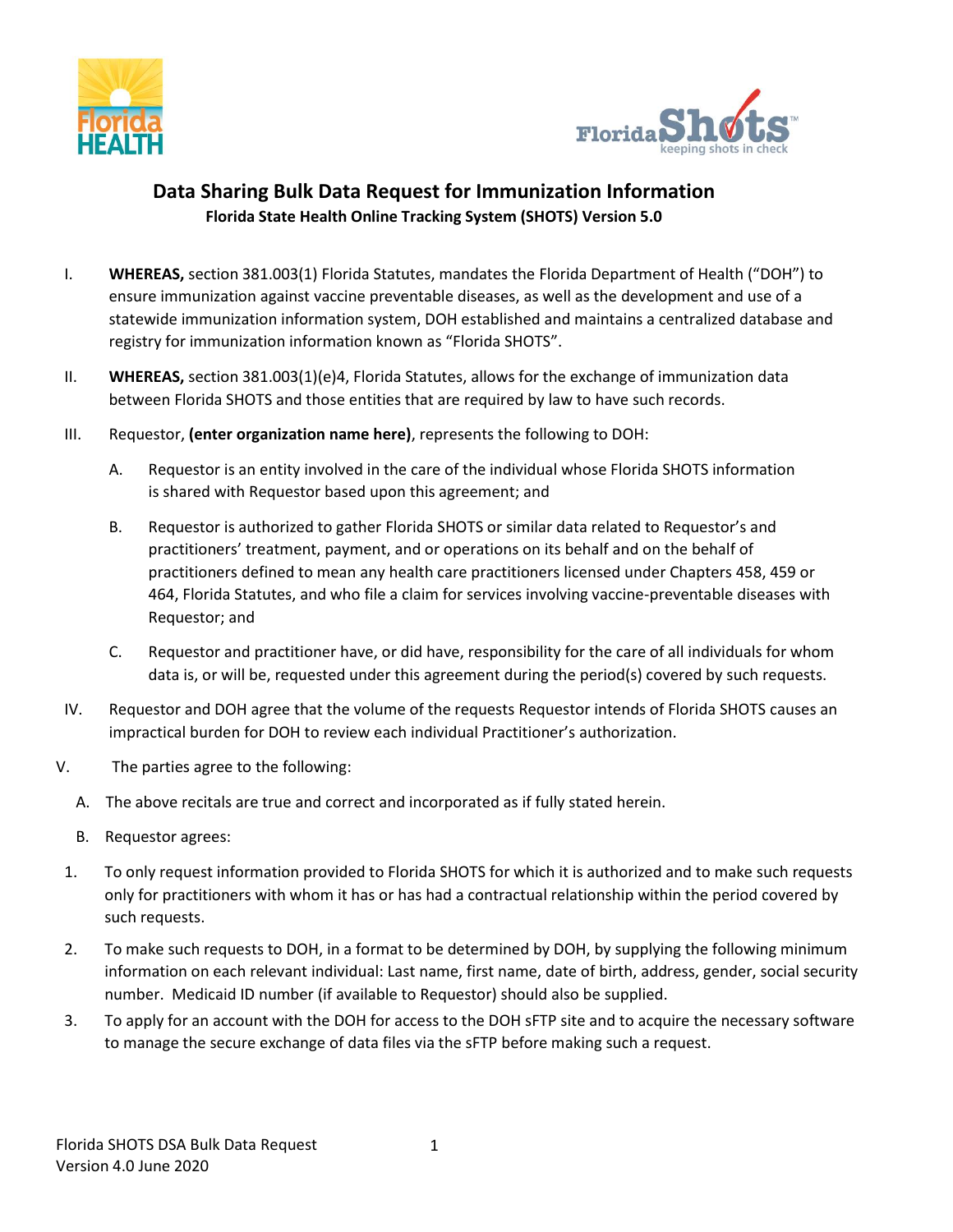# Data Sharing Bulk Data Request for Immunization Information

**Florida State Health Online Tracking System (SHOTS) Version 5.0**

I. **WHEREAS,** section 381.003(1) Florida Statutes, mandates the Florida Department of Health ("DOH") to ensure immunization against vaccine preventable diseases, as well as the development and use of a statewide immunization information system, DOH established and maintains a centralized database and registry for immunization information known as "Florida SHOTS".

II. **WHEREAS,** section 381.003(1)(e)4, Florida Statutes, allows for the exchange of immunization data between Florida SHOTS and those entities that are required by law to have such records.

III. Requestor, **(enter organization name here)**, represents the following to DOH:

   A. Requestor is an entity involved in the care of the individual whose Florida SHOTS information is shared with Requestor based upon this agreement; and

   B. Requestor is authorized to gather Florida SHOTS or similar data related to Requestor's and practitioners' treatment, payment, and or operations on its behalf and on the behalf of practitioners defined to mean any health care practitioners licensed under Chapters 458, 459 or 464, Florida Statutes, and who file a claim for services involving vaccine-preventable diseases with Requestor; and

   C. Requestor and practitioner have, or did have, responsibility for the care of all individuals for whom data is, or will be, requested under this agreement during the period(s) covered by such requests.

IV. Requestor and DOH agree that the volume of the requests Requestor intends of Florida SHOTS causes an impractical burden for DOH to review each individual Practitioner's authorization.

V. The parties agree to the following:

   A. The above recitals are true and correct and incorporated as if fully stated herein.

   B. Requestor agrees:

1. To only request information provided to Florida SHOTS for which it is authorized and to make such requests only for practitioners with whom it has or has had a contractual relationship within the period covered by such requests.
2. To make such requests to DOH, in a format to be determined by DOH, by supplying the following minimum information on each relevant individual: Last name, first name, date of birth, address, gender, social security number. Medicaid ID number (if available to Requestor) should also be supplied.
3. To apply for an account with the DOH for access to the DOH sFTP site and to acquire the necessary software to manage the secure exchange of data files via the sFTP before making such a request.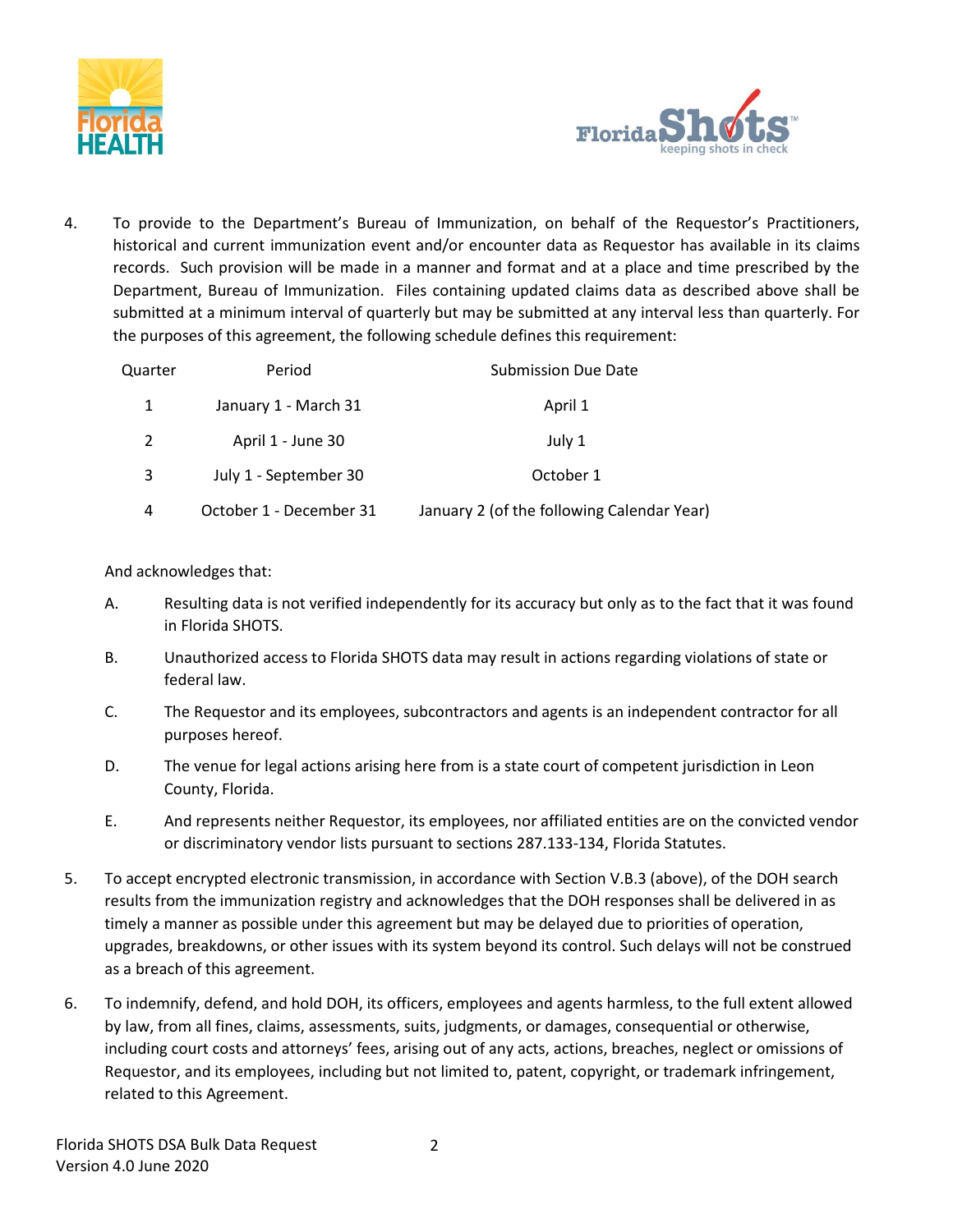4. To provide to the Department's Bureau of Immunization, on behalf of the Requestor's Practitioners, historical and current immunization event and/or encounter data as Requestor has available in its claims records. Such provision will be made in a manner and format and at a place and time prescribed by the Department, Bureau of Immunization. Files containing updated claims data as described above shall be submitted at a minimum interval of quarterly but may be submitted at any interval less than quarterly. For the purposes of this agreement, the following schedule defines this requirement:

| Quarter | Period | Submission Due Date |
|---|---|---|
| 1 | January 1 - March 31 | April 1 |
| 2 | April 1 - June 30 | July 1 |
| 3 | July 1 - September 30 | October 1 |
| 4 | October 1 - December 31 | January 2 (of the following Calendar Year) |

And acknowledges that:

A. Resulting data is not verified independently for its accuracy but only as to the fact that it was found in Florida SHOTS.

B. Unauthorized access to Florida SHOTS data may result in actions regarding violations of state or federal law.

C. The Requestor and its employees, subcontractors and agents is an independent contractor for all purposes hereof.

D. The venue for legal actions arising here from is a state court of competent jurisdiction in Leon County, Florida.

E. And represents neither Requestor, its employees, nor affiliated entities are on the convicted vendor or discriminatory vendor lists pursuant to sections 287.133-134, Florida Statutes.

5. To accept encrypted electronic transmission, in accordance with Section V.B.3 (above), of the DOH search results from the immunization registry and acknowledges that the DOH responses shall be delivered in as timely a manner as possible under this agreement but may be delayed due to priorities of operation, upgrades, breakdowns, or other issues with its system beyond its control. Such delays will not be construed as a breach of this agreement.

6. To indemnify, defend, and hold DOH, its officers, employees and agents harmless, to the full extent allowed by law, from all fines, claims, assessments, suits, judgments, or damages, consequential or otherwise, including court costs and attorneys' fees, arising out of any acts, actions, breaches, neglect or omissions of Requestor, and its employees, including but not limited to, patent, copyright, or trademark infringement, related to this Agreement.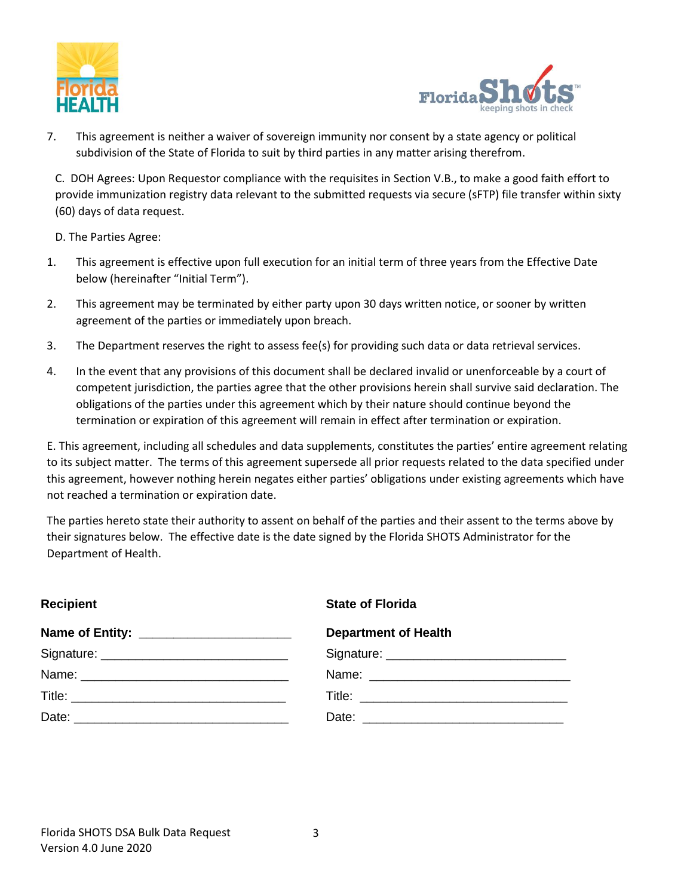7. This agreement is neither a waiver of sovereign immunity nor consent by a state agency or political subdivision of the State of Florida to suit by third parties in any matter arising therefrom.

C. DOH Agrees: Upon Requestor compliance with the requisites in Section V.B., to make a good faith effort to provide immunization registry data relevant to the submitted requests via secure (sFTP) file transfer within sixty (60) days of data request.

D. The Parties Agree:

1. This agreement is effective upon full execution for an initial term of three years from the Effective Date below (hereinafter "Initial Term").
2. This agreement may be terminated by either party upon 30 days written notice, or sooner by written agreement of the parties or immediately upon breach.
3. The Department reserves the right to assess fee(s) for providing such data or data retrieval services.
4. In the event that any provisions of this document shall be declared invalid or unenforceable by a court of competent jurisdiction, the parties agree that the other provisions herein shall survive said declaration. The obligations of the parties under this agreement which by their nature should continue beyond the termination or expiration of this agreement will remain in effect after termination or expiration.

E. This agreement, including all schedules and data supplements, constitutes the parties' entire agreement relating to its subject matter. The terms of this agreement supersede all prior requests related to the data specified under this agreement, however nothing herein negates either parties' obligations under existing agreements which have not reached a termination or expiration date.

The parties hereto state their authority to assent on behalf of the parties and their assent to the terms above by their signatures below. The effective date is the date signed by the Florida SHOTS Administrator for the Department of Health.

**Recipient**

**Name of Entity:** ____________________

Signature: ____________________

Name: ____________________

Title: ____________________

Date: ____________________

**State of Florida**

**Department of Health**

Signature: ____________________

Name: ____________________

Title: ____________________

Date: ____________________